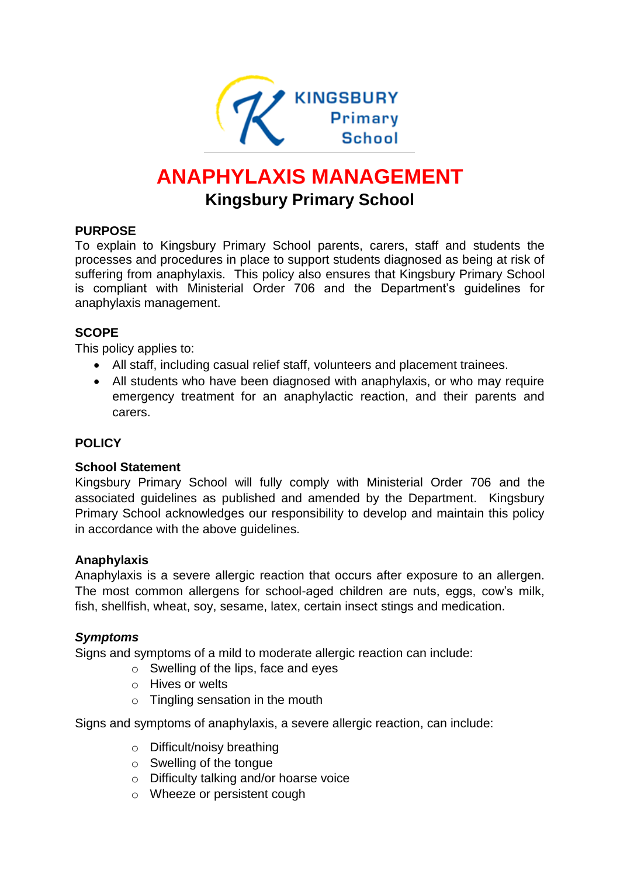# ANAPHYLAXIS MANAGEMENT

## Kingsbury Primary School

### PURPOSE

To explain to Kingsbury Primary School parents, carers, staff and students the processes and procedures in place to support students diagnosed as being at risk of suffering from anaphylaxis. This policy also ensures that Kingsbury Primary School is compliant with Ministerial Order 706 and the Department's guidelines for anaphylaxis management.

### SCOPE

This policy applies to:

- All staff, including casual relief staff, volunteers and placement trainees.
- All students who have been diagnosed with anaphylaxis, or who may require emergency treatment for an anaphylactic reaction, and their parents and carers.

### POLICY

#### School Statement

Kingsbury Primary School will fully comply with Ministerial Order 706 and the associated guidelines as published and amended by the Department. Kingsbury Primary School acknowledges our responsibility to develop and maintain this policy in accordance with the above guidelines.

#### Anaphylaxis

Anaphylaxis is a severe allergic reaction that occurs after exposure to an allergen. The most common allergens for school-aged children are nuts, eggs, cow's milk, fish, shellfish, wheat, soy, sesame, latex, certain insect stings and medication.

***Symptoms***

Signs and symptoms of a mild to moderate allergic reaction can include:

- Swelling of the lips, face and eyes
- Hives or welts
- Tingling sensation in the mouth

Signs and symptoms of anaphylaxis, a severe allergic reaction, can include:

- Difficult/noisy breathing
- Swelling of the tongue
- Difficulty talking and/or hoarse voice
- Wheeze or persistent cough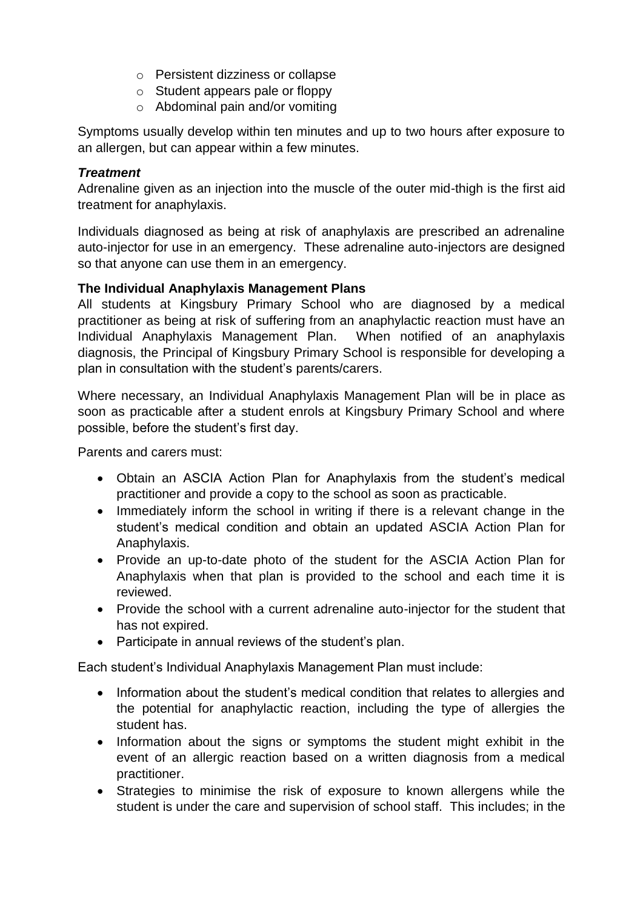- Persistent dizziness or collapse
    - Student appears pale or floppy
    - Abdominal pain and/or vomiting

Symptoms usually develop within ten minutes and up to two hours after exposure to an allergen, but can appear within a few minutes.

***Treatment***

Adrenaline given as an injection into the muscle of the outer mid-thigh is the first aid treatment for anaphylaxis.

Individuals diagnosed as being at risk of anaphylaxis are prescribed an adrenaline auto-injector for use in an emergency. These adrenaline auto-injectors are designed so that anyone can use them in an emergency.

**The Individual Anaphylaxis Management Plans**

All students at Kingsbury Primary School who are diagnosed by a medical practitioner as being at risk of suffering from an anaphylactic reaction must have an Individual Anaphylaxis Management Plan. When notified of an anaphylaxis diagnosis, the Principal of Kingsbury Primary School is responsible for developing a plan in consultation with the student's parents/carers.

Where necessary, an Individual Anaphylaxis Management Plan will be in place as soon as practicable after a student enrols at Kingsbury Primary School and where possible, before the student's first day.

Parents and carers must:

- Obtain an ASCIA Action Plan for Anaphylaxis from the student's medical practitioner and provide a copy to the school as soon as practicable.
- Immediately inform the school in writing if there is a relevant change in the student's medical condition and obtain an updated ASCIA Action Plan for Anaphylaxis.
- Provide an up-to-date photo of the student for the ASCIA Action Plan for Anaphylaxis when that plan is provided to the school and each time it is reviewed.
- Provide the school with a current adrenaline auto-injector for the student that has not expired.
- Participate in annual reviews of the student's plan.

Each student's Individual Anaphylaxis Management Plan must include:

- Information about the student's medical condition that relates to allergies and the potential for anaphylactic reaction, including the type of allergies the student has.
- Information about the signs or symptoms the student might exhibit in the event of an allergic reaction based on a written diagnosis from a medical practitioner.
- Strategies to minimise the risk of exposure to known allergens while the student is under the care and supervision of school staff. This includes; in the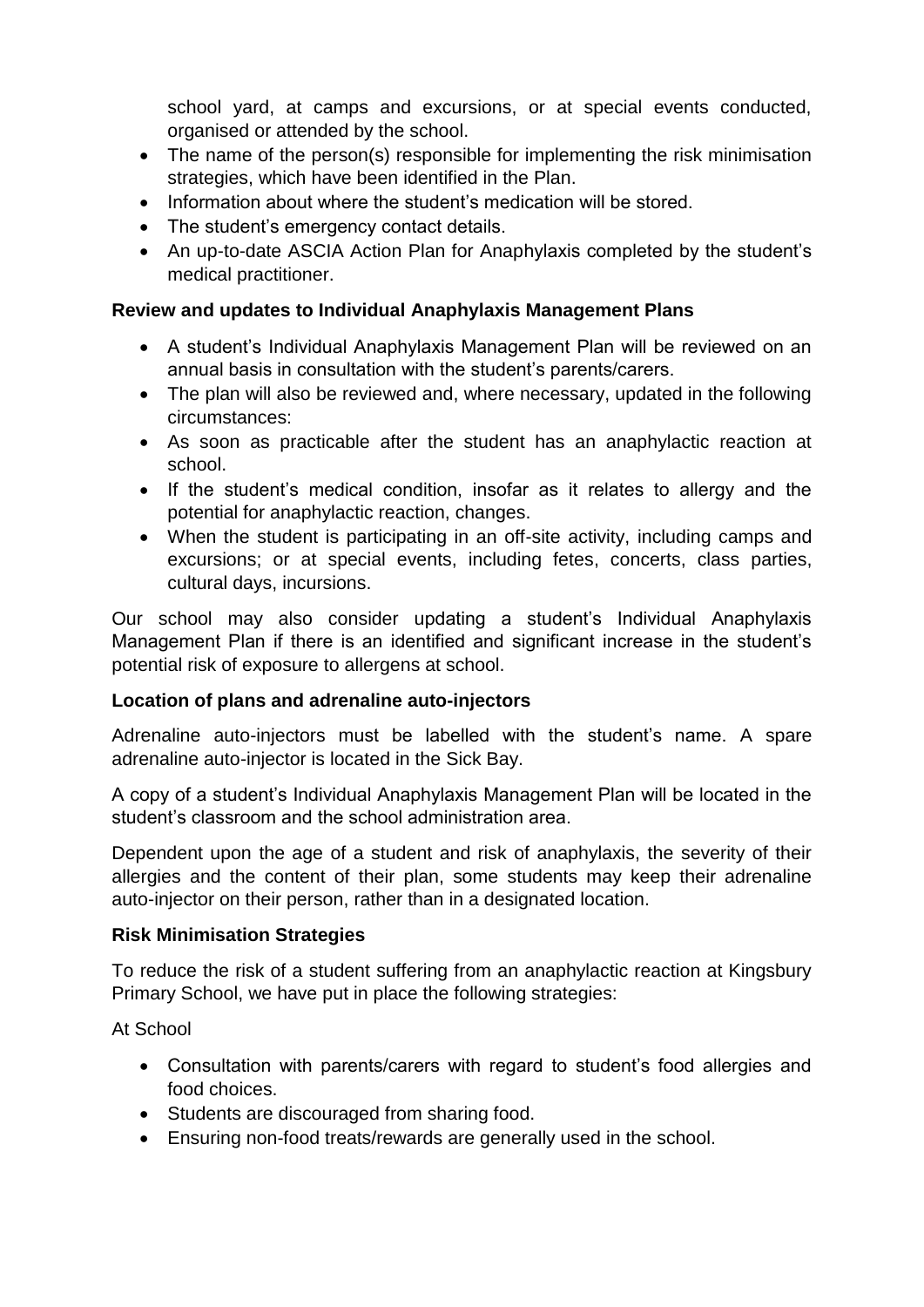school yard, at camps and excursions, or at special events conducted, organised or attended by the school.

- The name of the person(s) responsible for implementing the risk minimisation strategies, which have been identified in the Plan.
- Information about where the student's medication will be stored.
- The student's emergency contact details.
- An up-to-date ASCIA Action Plan for Anaphylaxis completed by the student's medical practitioner.

**Review and updates to Individual Anaphylaxis Management Plans**

- A student's Individual Anaphylaxis Management Plan will be reviewed on an annual basis in consultation with the student's parents/carers.
- The plan will also be reviewed and, where necessary, updated in the following circumstances:
- As soon as practicable after the student has an anaphylactic reaction at school.
- If the student's medical condition, insofar as it relates to allergy and the potential for anaphylactic reaction, changes.
- When the student is participating in an off-site activity, including camps and excursions; or at special events, including fetes, concerts, class parties, cultural days, incursions.

Our school may also consider updating a student's Individual Anaphylaxis Management Plan if there is an identified and significant increase in the student's potential risk of exposure to allergens at school.

**Location of plans and adrenaline auto-injectors**

Adrenaline auto-injectors must be labelled with the student's name. A spare adrenaline auto-injector is located in the Sick Bay.

A copy of a student's Individual Anaphylaxis Management Plan will be located in the student's classroom and the school administration area.

Dependent upon the age of a student and risk of anaphylaxis, the severity of their allergies and the content of their plan, some students may keep their adrenaline auto-injector on their person, rather than in a designated location.

**Risk Minimisation Strategies**

To reduce the risk of a student suffering from an anaphylactic reaction at Kingsbury Primary School, we have put in place the following strategies:

At School

- Consultation with parents/carers with regard to student's food allergies and food choices.
- Students are discouraged from sharing food.
- Ensuring non-food treats/rewards are generally used in the school.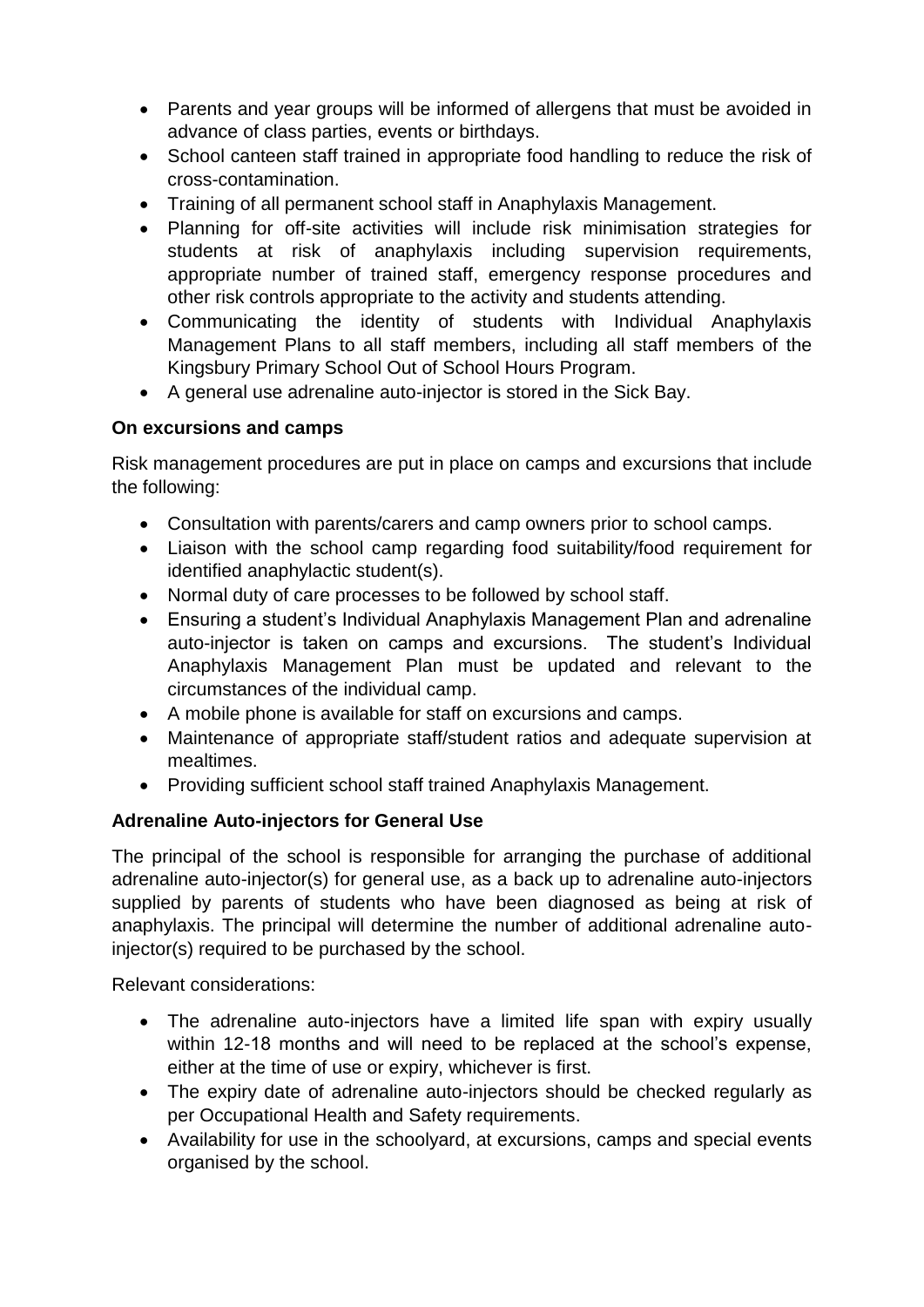- Parents and year groups will be informed of allergens that must be avoided in advance of class parties, events or birthdays.
- School canteen staff trained in appropriate food handling to reduce the risk of cross-contamination.
- Training of all permanent school staff in Anaphylaxis Management.
- Planning for off-site activities will include risk minimisation strategies for students at risk of anaphylaxis including supervision requirements, appropriate number of trained staff, emergency response procedures and other risk controls appropriate to the activity and students attending.
- Communicating the identity of students with Individual Anaphylaxis Management Plans to all staff members, including all staff members of the Kingsbury Primary School Out of School Hours Program.
- A general use adrenaline auto-injector is stored in the Sick Bay.

**On excursions and camps**

Risk management procedures are put in place on camps and excursions that include the following:

- Consultation with parents/carers and camp owners prior to school camps.
- Liaison with the school camp regarding food suitability/food requirement for identified anaphylactic student(s).
- Normal duty of care processes to be followed by school staff.
- Ensuring a student's Individual Anaphylaxis Management Plan and adrenaline auto-injector is taken on camps and excursions. The student's Individual Anaphylaxis Management Plan must be updated and relevant to the circumstances of the individual camp.
- A mobile phone is available for staff on excursions and camps.
- Maintenance of appropriate staff/student ratios and adequate supervision at mealtimes.
- Providing sufficient school staff trained Anaphylaxis Management.

**Adrenaline Auto-injectors for General Use**

The principal of the school is responsible for arranging the purchase of additional adrenaline auto-injector(s) for general use, as a back up to adrenaline auto-injectors supplied by parents of students who have been diagnosed as being at risk of anaphylaxis. The principal will determine the number of additional adrenaline auto-injector(s) required to be purchased by the school.

Relevant considerations:

- The adrenaline auto-injectors have a limited life span with expiry usually within 12-18 months and will need to be replaced at the school's expense, either at the time of use or expiry, whichever is first.
- The expiry date of adrenaline auto-injectors should be checked regularly as per Occupational Health and Safety requirements.
- Availability for use in the schoolyard, at excursions, camps and special events organised by the school.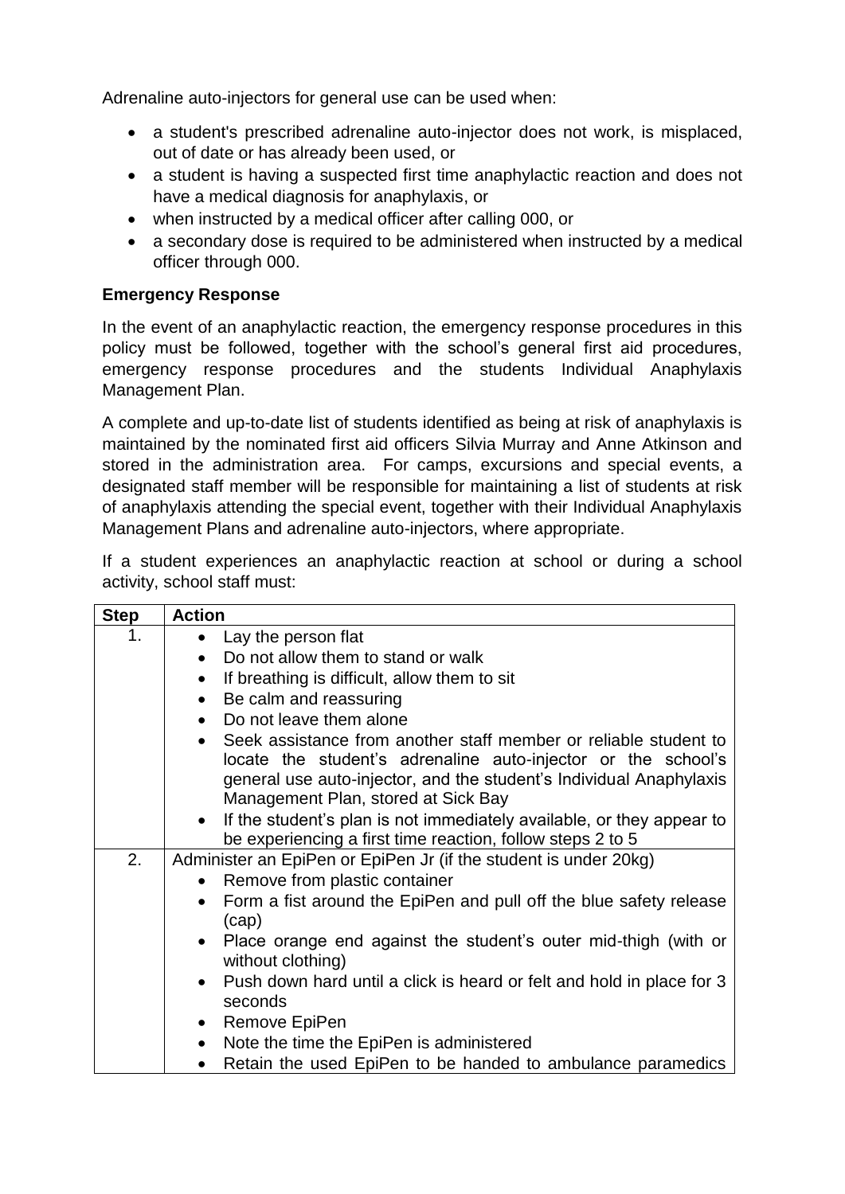Adrenaline auto-injectors for general use can be used when:

- a student's prescribed adrenaline auto-injector does not work, is misplaced, out of date or has already been used, or
- a student is having a suspected first time anaphylactic reaction and does not have a medical diagnosis for anaphylaxis, or
- when instructed by a medical officer after calling 000, or
- a secondary dose is required to be administered when instructed by a medical officer through 000.

**Emergency Response**

In the event of an anaphylactic reaction, the emergency response procedures in this policy must be followed, together with the school's general first aid procedures, emergency response procedures and the students Individual Anaphylaxis Management Plan.

A complete and up-to-date list of students identified as being at risk of anaphylaxis is maintained by the nominated first aid officers Silvia Murray and Anne Atkinson and stored in the administration area. For camps, excursions and special events, a designated staff member will be responsible for maintaining a list of students at risk of anaphylaxis attending the special event, together with their Individual Anaphylaxis Management Plans and adrenaline auto-injectors, where appropriate.

If a student experiences an anaphylactic reaction at school or during a school activity, school staff must:

| Step | Action |
|---|---|
| 1. | • Lay the person flat<br>• Do not allow them to stand or walk<br>• If breathing is difficult, allow them to sit<br>• Be calm and reassuring<br>• Do not leave them alone<br>• Seek assistance from another staff member or reliable student to locate the student's adrenaline auto-injector or the school's general use auto-injector, and the student's Individual Anaphylaxis Management Plan, stored at Sick Bay<br>• If the student's plan is not immediately available, or they appear to be experiencing a first time reaction, follow steps 2 to 5 |
| 2. | Administer an EpiPen or EpiPen Jr (if the student is under 20kg)<br>• Remove from plastic container<br>• Form a fist around the EpiPen and pull off the blue safety release (cap)<br>• Place orange end against the student's outer mid-thigh (with or without clothing)<br>• Push down hard until a click is heard or felt and hold in place for 3 seconds<br>• Remove EpiPen<br>• Note the time the EpiPen is administered<br>• Retain the used EpiPen to be handed to ambulance paramedics |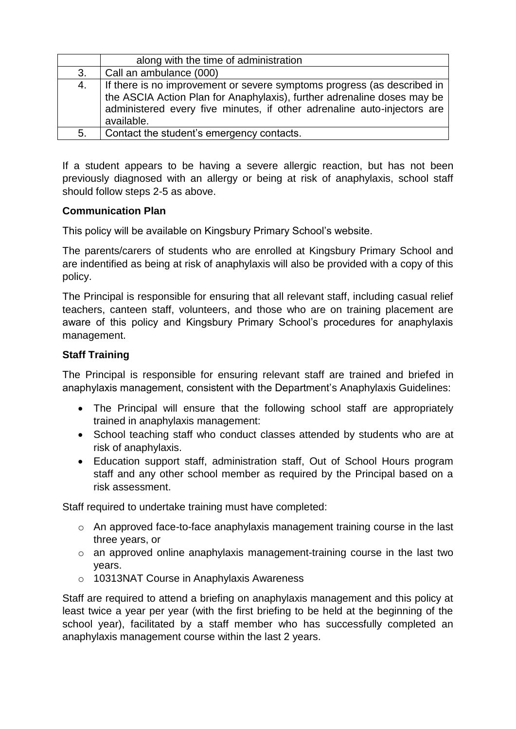|  |  |
|---|---|
|  | along with the time of administration |
| 3. | Call an ambulance (000) |
| 4. | If there is no improvement or severe symptoms progress (as described in the ASCIA Action Plan for Anaphylaxis), further adrenaline doses may be administered every five minutes, if other adrenaline auto-injectors are available. |
| 5. | Contact the student's emergency contacts. |

If a student appears to be having a severe allergic reaction, but has not been previously diagnosed with an allergy or being at risk of anaphylaxis, school staff should follow steps 2-5 as above.

**Communication Plan**

This policy will be available on Kingsbury Primary School's website.

The parents/carers of students who are enrolled at Kingsbury Primary School and are indentified as being at risk of anaphylaxis will also be provided with a copy of this policy.

The Principal is responsible for ensuring that all relevant staff, including casual relief teachers, canteen staff, volunteers, and those who are on training placement are aware of this policy and Kingsbury Primary School's procedures for anaphylaxis management.

**Staff Training**

The Principal is responsible for ensuring relevant staff are trained and briefed in anaphylaxis management, consistent with the Department's Anaphylaxis Guidelines:

- The Principal will ensure that the following school staff are appropriately trained in anaphylaxis management:
- School teaching staff who conduct classes attended by students who are at risk of anaphylaxis.
- Education support staff, administration staff, Out of School Hours program staff and any other school member as required by the Principal based on a risk assessment.

Staff required to undertake training must have completed:

- An approved face-to-face anaphylaxis management training course in the last three years, or
- an approved online anaphylaxis management-training course in the last two years.
- 10313NAT Course in Anaphylaxis Awareness

Staff are required to attend a briefing on anaphylaxis management and this policy at least twice a year per year (with the first briefing to be held at the beginning of the school year), facilitated by a staff member who has successfully completed an anaphylaxis management course within the last 2 years.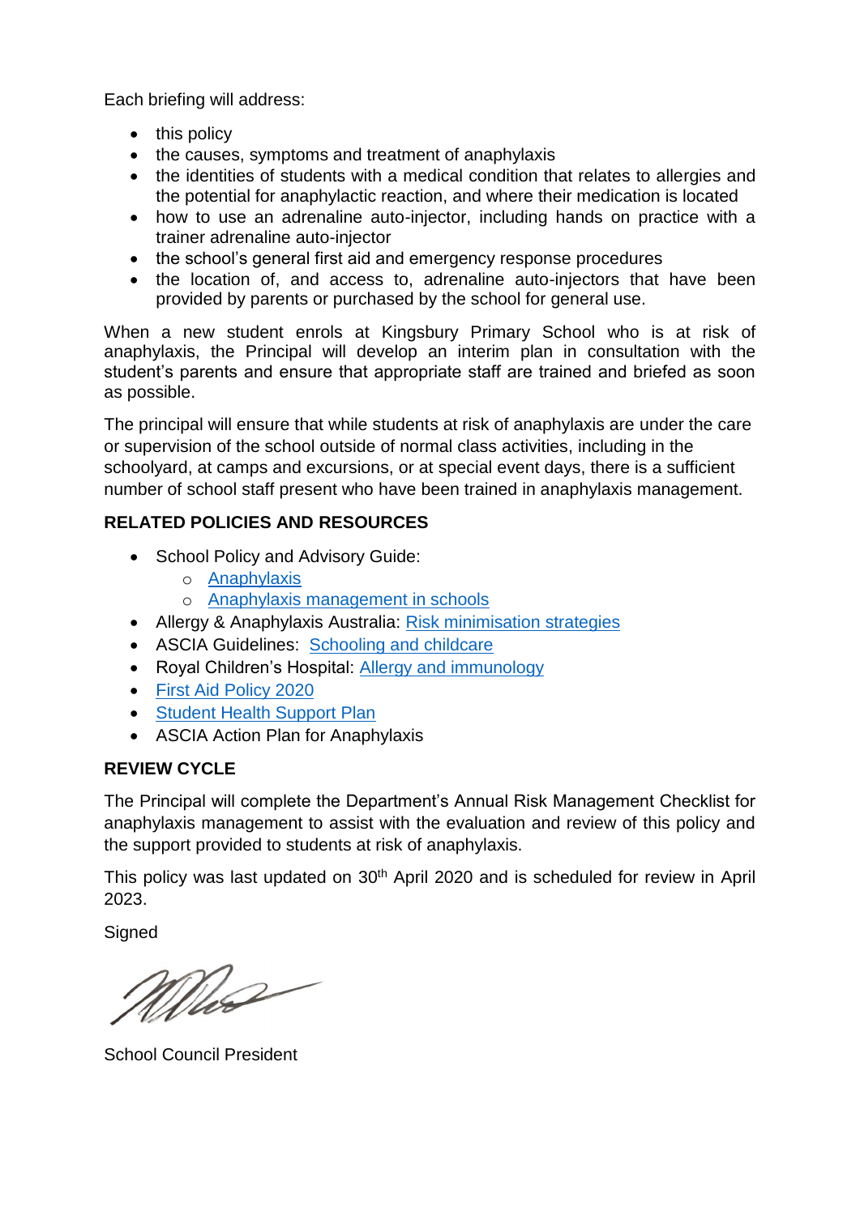Each briefing will address:

- this policy
- the causes, symptoms and treatment of anaphylaxis
- the identities of students with a medical condition that relates to allergies and the potential for anaphylactic reaction, and where their medication is located
- how to use an adrenaline auto-injector, including hands on practice with a trainer adrenaline auto-injector
- the school's general first aid and emergency response procedures
- the location of, and access to, adrenaline auto-injectors that have been provided by parents or purchased by the school for general use.

When a new student enrols at Kingsbury Primary School who is at risk of anaphylaxis, the Principal will develop an interim plan in consultation with the student's parents and ensure that appropriate staff are trained and briefed as soon as possible.

The principal will ensure that while students at risk of anaphylaxis are under the care or supervision of the school outside of normal class activities, including in the schoolyard, at camps and excursions, or at special event days, there is a sufficient number of school staff present who have been trained in anaphylaxis management.

## RELATED POLICIES AND RESOURCES

- School Policy and Advisory Guide:
  - Anaphylaxis
  - Anaphylaxis management in schools
- Allergy & Anaphylaxis Australia: Risk minimisation strategies
- ASCIA Guidelines: Schooling and childcare
- Royal Children's Hospital: Allergy and immunology
- First Aid Policy 2020
- Student Health Support Plan
- ASCIA Action Plan for Anaphylaxis

## REVIEW CYCLE

The Principal will complete the Department's Annual Risk Management Checklist for anaphylaxis management to assist with the evaluation and review of this policy and the support provided to students at risk of anaphylaxis.

This policy was last updated on 30th April 2020 and is scheduled for review in April 2023.

Signed

School Council President